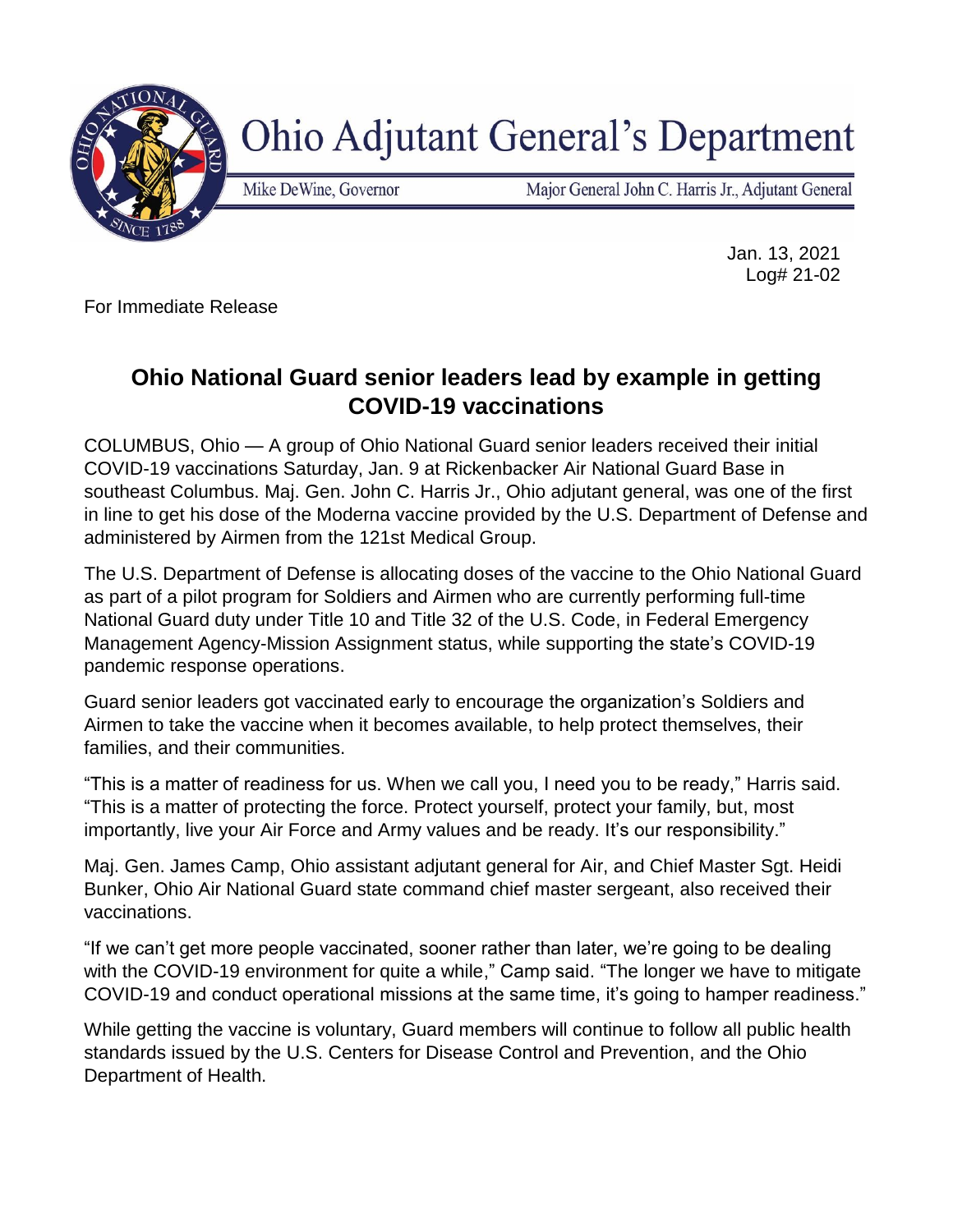# Ohio Adjutant General's Department

Mike DeWine, Governor | Major General John C. Harris Jr., Adjutant General

Jan. 13, 2021
Log# 21-02

For Immediate Release

## Ohio National Guard senior leaders lead by example in getting COVID-19 vaccinations

COLUMBUS, Ohio — A group of Ohio National Guard senior leaders received their initial COVID-19 vaccinations Saturday, Jan. 9 at Rickenbacker Air National Guard Base in southeast Columbus. Maj. Gen. John C. Harris Jr., Ohio adjutant general, was one of the first in line to get his dose of the Moderna vaccine provided by the U.S. Department of Defense and administered by Airmen from the 121st Medical Group.

The U.S. Department of Defense is allocating doses of the vaccine to the Ohio National Guard as part of a pilot program for Soldiers and Airmen who are currently performing full-time National Guard duty under Title 10 and Title 32 of the U.S. Code, in Federal Emergency Management Agency-Mission Assignment status, while supporting the state's COVID-19 pandemic response operations.

Guard senior leaders got vaccinated early to encourage the organization's Soldiers and Airmen to take the vaccine when it becomes available, to help protect themselves, their families, and their communities.

"This is a matter of readiness for us. When we call you, I need you to be ready," Harris said. "This is a matter of protecting the force. Protect yourself, protect your family, but, most importantly, live your Air Force and Army values and be ready. It's our responsibility."

Maj. Gen. James Camp, Ohio assistant adjutant general for Air, and Chief Master Sgt. Heidi Bunker, Ohio Air National Guard state command chief master sergeant, also received their vaccinations.

"If we can't get more people vaccinated, sooner rather than later, we're going to be dealing with the COVID-19 environment for quite a while," Camp said. "The longer we have to mitigate COVID-19 and conduct operational missions at the same time, it's going to hamper readiness."

While getting the vaccine is voluntary, Guard members will continue to follow all public health standards issued by the U.S. Centers for Disease Control and Prevention, and the Ohio Department of Health.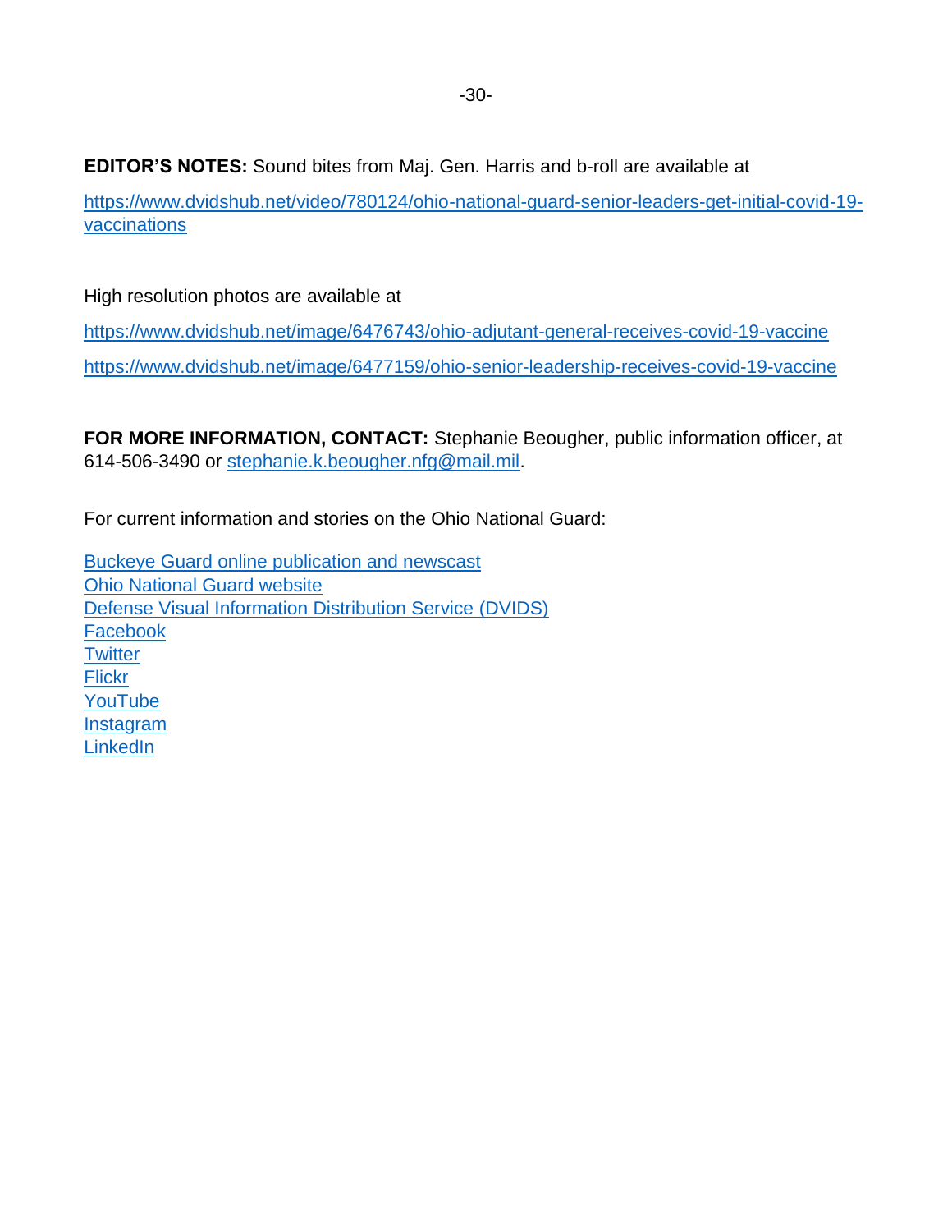-30-

**EDITOR'S NOTES:** Sound bites from Maj. Gen. Harris and b-roll are available at

https://www.dvidshub.net/video/780124/ohio-national-guard-senior-leaders-get-initial-covid-19-vaccinations

High resolution photos are available at

https://www.dvidshub.net/image/6476743/ohio-adjutant-general-receives-covid-19-vaccine

https://www.dvidshub.net/image/6477159/ohio-senior-leadership-receives-covid-19-vaccine

**FOR MORE INFORMATION, CONTACT:** Stephanie Beougher, public information officer, at 614-506-3490 or stephanie.k.beougher.nfg@mail.mil.

For current information and stories on the Ohio National Guard:

Buckeye Guard online publication and newscast
Ohio National Guard website
Defense Visual Information Distribution Service (DVIDS)
Facebook
Twitter
Flickr
YouTube
Instagram
LinkedIn